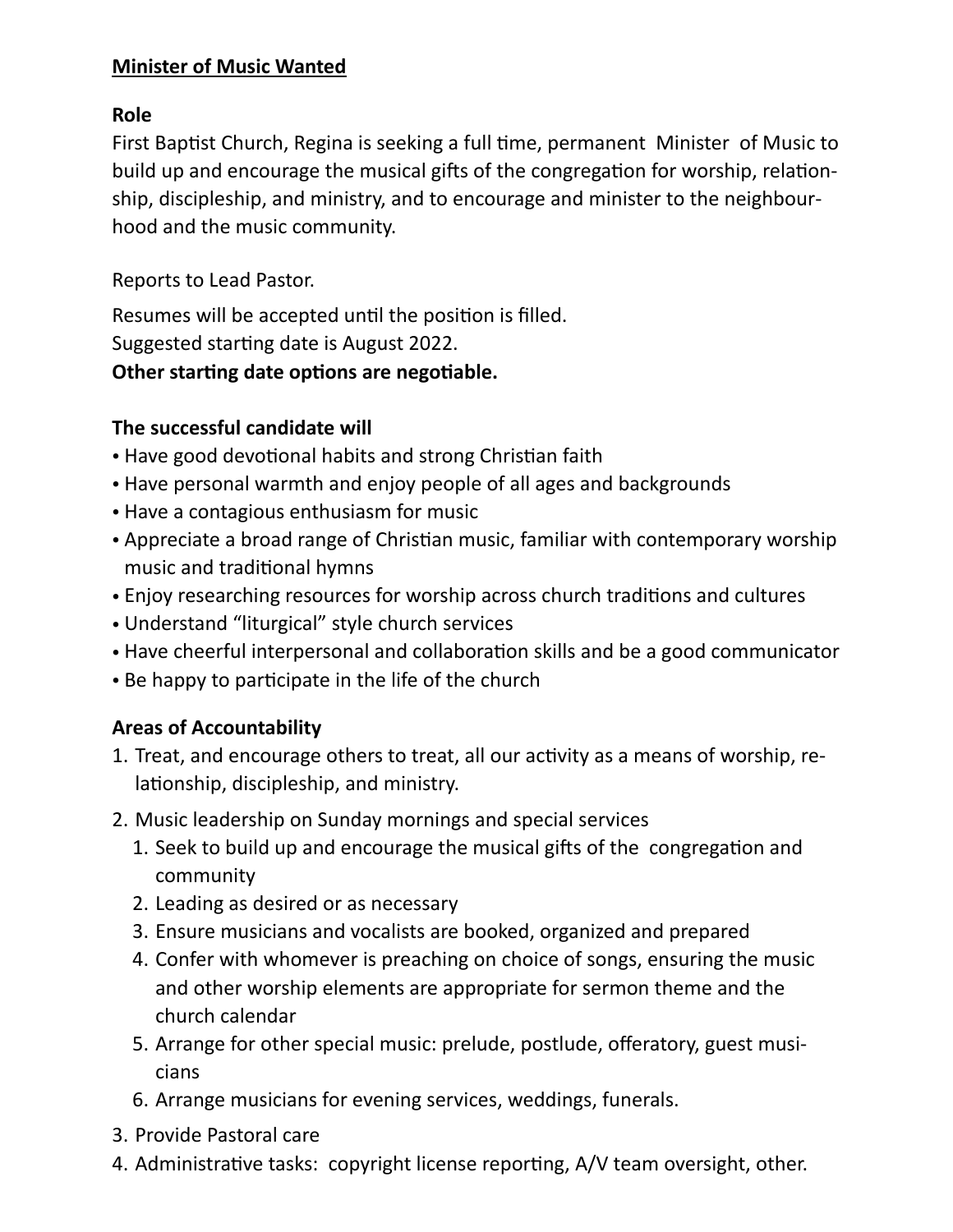**Minister of Music Wanted**

**Role**

First Baptist Church, Regina is seeking a full time, permanent Minister of Music to build up and encourage the musical gifts of the congregation for worship, relationship, discipleship, and ministry, and to encourage and minister to the neighbourhood and the music community.

Reports to Lead Pastor.

Resumes will be accepted until the position is filled.
Suggested starting date is August 2022.
**Other starting date options are negotiable.**

**The successful candidate will**

- Have good devotional habits and strong Christian faith
- Have personal warmth and enjoy people of all ages and backgrounds
- Have a contagious enthusiasm for music
- Appreciate a broad range of Christian music, familiar with contemporary worship music and traditional hymns
- Enjoy researching resources for worship across church traditions and cultures
- Understand "liturgical" style church services
- Have cheerful interpersonal and collaboration skills and be a good communicator
- Be happy to participate in the life of the church

**Areas of Accountability**

1. Treat, and encourage others to treat, all our activity as a means of worship, relationship, discipleship, and ministry.
2. Music leadership on Sunday mornings and special services
   1. Seek to build up and encourage the musical gifts of the congregation and community
   2. Leading as desired or as necessary
   3. Ensure musicians and vocalists are booked, organized and prepared
   4. Confer with whomever is preaching on choice of songs, ensuring the music and other worship elements are appropriate for sermon theme and the church calendar
   5. Arrange for other special music: prelude, postlude, offeratory, guest musicians
   6. Arrange musicians for evening services, weddings, funerals.
3. Provide Pastoral care
4. Administrative tasks: copyright license reporting, A/V team oversight, other.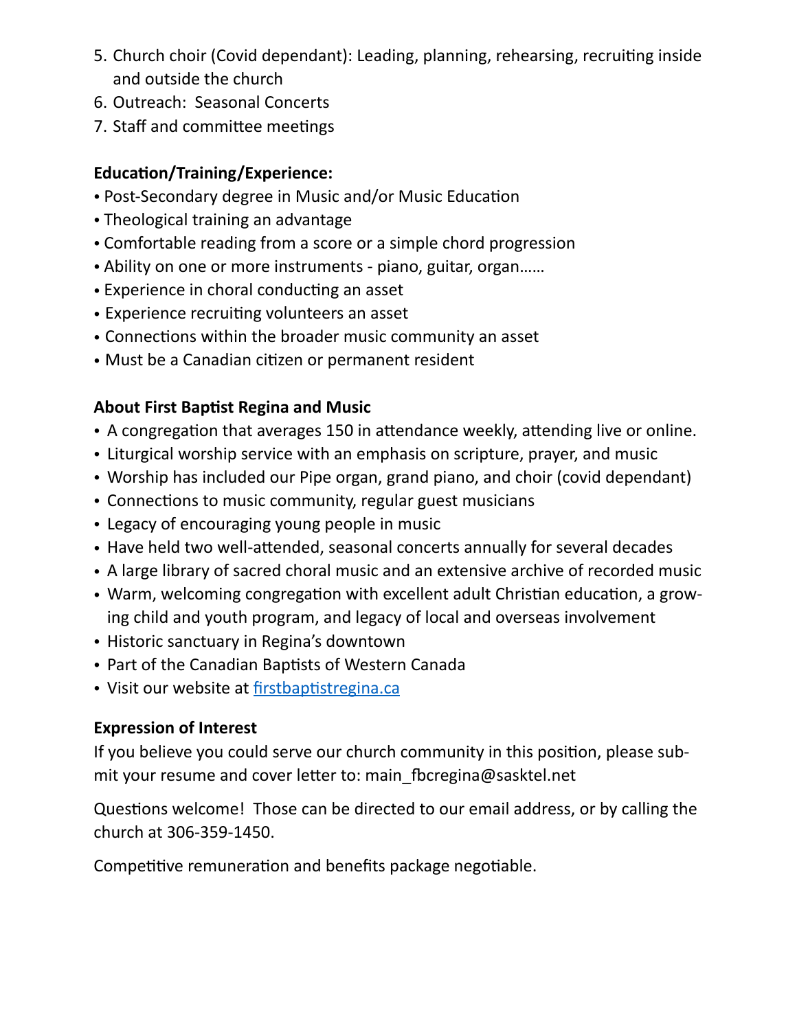5. Church choir (Covid dependant): Leading, planning, rehearsing, recruiting inside and outside the church
6. Outreach: Seasonal Concerts
7. Staff and committee meetings

**Education/Training/Experience:**

- Post-Secondary degree in Music and/or Music Education
- Theological training an advantage
- Comfortable reading from a score or a simple chord progression
- Ability on one or more instruments - piano, guitar, organ……
- Experience in choral conducting an asset
- Experience recruiting volunteers an asset
- Connections within the broader music community an asset
- Must be a Canadian citizen or permanent resident

**About First Baptist Regina and Music**

- A congregation that averages 150 in attendance weekly, attending live or online.
- Liturgical worship service with an emphasis on scripture, prayer, and music
- Worship has included our Pipe organ, grand piano, and choir (covid dependant)
- Connections to music community, regular guest musicians
- Legacy of encouraging young people in music
- Have held two well-attended, seasonal concerts annually for several decades
- A large library of sacred choral music and an extensive archive of recorded music
- Warm, welcoming congregation with excellent adult Christian education, a growing child and youth program, and legacy of local and overseas involvement
- Historic sanctuary in Regina's downtown
- Part of the Canadian Baptists of Western Canada
- Visit our website at [firstbaptistregina.ca](firstbaptistregina.ca)

**Expression of Interest**

If you believe you could serve our church community in this position, please submit your resume and cover letter to: main_fbcregina@sasktel.net

Questions welcome! Those can be directed to our email address, or by calling the church at 306-359-1450.

Competitive remuneration and benefits package negotiable.